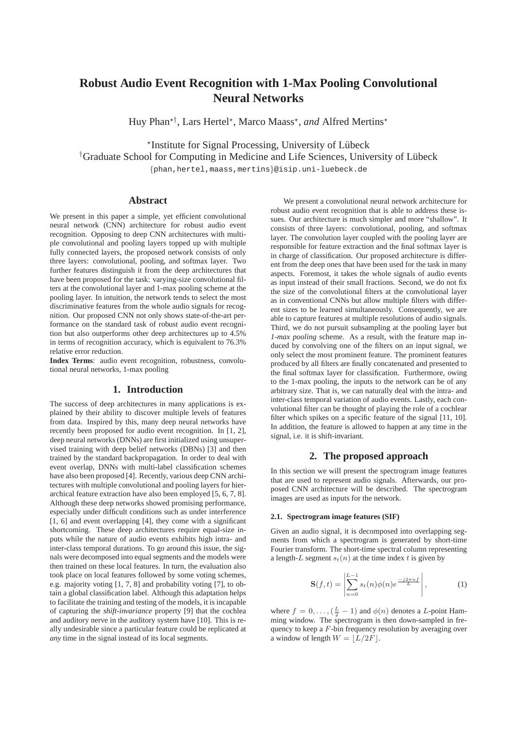# Robust Audio Event Recognition with 1-Max Pooling Convolutional Neural Networks

Huy Phan[⋆†], Lars Hertel[⋆], Marco Maass[⋆], *and* Alfred Mertins[⋆]

[⋆]Institute for Signal Processing, University of Lübeck
[†]Graduate School for Computing in Medicine and Life Sciences, University of Lübeck
{phan,hertel,maass,mertins}@isip.uni-luebeck.de

## Abstract

We present in this paper a simple, yet efficient convolutional neural network (CNN) architecture for robust audio event recognition. Opposing to deep CNN architectures with multiple convolutional and pooling layers topped up with multiple fully connected layers, the proposed network consists of only three layers: convolutional, pooling, and softmax layer. Two further features distinguish it from the deep architectures that have been proposed for the task: varying-size convolutional filters at the convolutional layer and 1-max pooling scheme at the pooling layer. In intuition, the network tends to select the most discriminative features from the whole audio signals for recognition. Our proposed CNN not only shows state-of-the-art performance on the standard task of robust audio event recognition but also outperforms other deep architectures up to 4.5% in terms of recognition accuracy, which is equivalent to 76.3% relative error reduction.

**Index Terms**: audio event recognition, robustness, convolutional neural networks, 1-max pooling

## 1. Introduction

The success of deep architectures in many applications is explained by their ability to discover multiple levels of features from data. Inspired by this, many deep neural networks have recently been proposed for audio event recognition. In [1, 2], deep neural networks (DNNs) are first initialized using unsupervised training with deep belief networks (DBNs) [3] and then trained by the standard backpropagation. In order to deal with event overlap, DNNs with multi-label classification schemes have also been proposed [4]. Recently, various deep CNN architectures with multiple convolutional and pooling layers for hierarchical feature extraction have also been employed [5, 6, 7, 8]. Although these deep networks showed promising performance, especially under difficult conditions such as under interference [1, 6] and event overlapping [4], they come with a significant shortcoming. These deep architectures require equal-size inputs while the nature of audio events exhibits high intra- and inter-class temporal durations. To go around this issue, the signals were decomposed into equal segments and the models were then trained on these local features. In turn, the evaluation also took place on local features followed by some voting schemes, e.g. majority voting [1, 7, 8] and probability voting [7], to obtain a global classification label. Although this adaptation helps to facilitate the training and testing of the models, it is incapable of capturing the *shift-invariance* property [9] that the cochlea and auditory nerve in the auditory system have [10]. This is really undesirable since a particular feature could be replicated at *any* time in the signal instead of its local segments.

We present a convolutional neural network architecture for robust audio event recognition that is able to address these issues. Our architecture is much simpler and more "shallow". It consists of three layers: convolutional, pooling, and softmax layer. The convolution layer coupled with the pooling layer are responsible for feature extraction and the final softmax layer is in charge of classification. Our proposed architecture is different from the deep ones that have been used for the task in many aspects. Foremost, it takes the whole signals of audio events as input instead of their small fractions. Second, we do not fix the size of the convolutional filters at the convolutional layer as in conventional CNNs but allow multiple filters with different sizes to be learned simultaneously. Consequently, we are able to capture features at multiple resolutions of audio signals. Third, we do not pursuit subsampling at the pooling layer but *1-max pooling* scheme. As a result, with the feature map induced by convolving one of the filters on an input signal, we only select the most prominent feature. The prominent features produced by all filters are finally concatenated and presented to the final softmax layer for classification. Furthermore, owing to the 1-max pooling, the inputs to the network can be of any arbitrary size. That is, we can naturally deal with the intra- and inter-class temporal variation of audio events. Lastly, each convolutional filter can be thought of playing the role of a cochlear filter which spikes on a specific feature of the signal [11, 10]. In addition, the feature is allowed to happen at any time in the signal, i.e. it is shift-invariant.

## 2. The proposed approach

In this section we will present the spectrogram image features that are used to represent audio signals. Afterwards, our proposed CNN architecture will be described. The spectrogram images are used as inputs for the network.

### 2.1. Spectrogram image features (SIF)

Given an audio signal, it is decomposed into overlapping segments from which a spectrogram is generated by short-time Fourier transform. The short-time spectral column representing a length-$L$ segment $s_t(n)$ at the time index $t$ is given by

$$\mathbf{S}(f,t) = \left| \sum_{n=0}^{L-1} s_t(n)\phi(n)e^{\frac{-j2\pi nf}{L}} \right|, \tag{1}$$

where $f = 0, \ldots, (\frac{L}{2} - 1)$ and $\phi(n)$ denotes a $L$-point Hamming window. The spectrogram is then down-sampled in frequency to keep a $F$-bin frequency resolution by averaging over a window of length $W = \lfloor L/2F \rfloor$.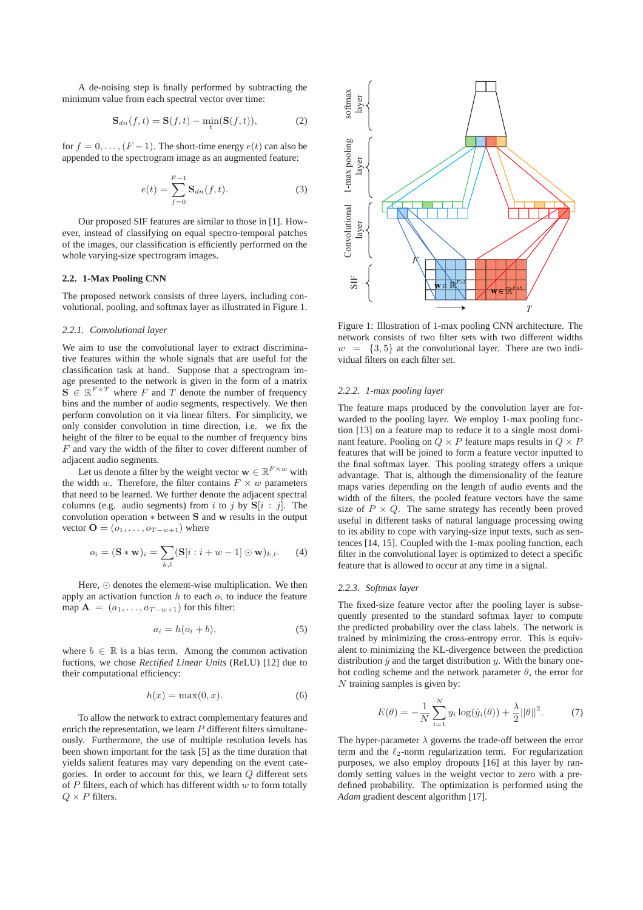A de-noising step is finally performed by subtracting the minimum value from each spectral vector over time:

$$\mathbf{S}_{dn}(f,t) = \mathbf{S}(f,t) - \min_t(\mathbf{S}(f,t)), \quad (2)$$

for $f = 0, \ldots, (F-1)$. The short-time energy $e(t)$ can also be appended to the spectrogram image as an augmented feature:

$$e(t) = \sum_{f=0}^{F-1} \mathbf{S}_{dn}(f,t). \quad (3)$$

Our proposed SIF features are similar to those in [1]. However, instead of classifying on equal spectro-temporal patches of the images, our classification is efficiently performed on the whole varying-size spectrogram images.

### 2.2. 1-Max Pooling CNN

The proposed network consists of three layers, including convolutional, pooling, and softmax layer as illustrated in Figure 1.

#### 2.2.1. *Convolutional layer*

We aim to use the convolutional layer to extract discriminative features within the whole signals that are useful for the classification task at hand. Suppose that a spectrogram image presented to the network is given in the form of a matrix $\mathbf{S} \in \mathbb{R}^{F \times T}$ where $F$ and $T$ denote the number of frequency bins and the number of audio segments, respectively. We then perform convolution on it via linear filters. For simplicity, we only consider convolution in time direction, i.e. we fix the height of the filter to be equal to the number of frequency bins $F$ and vary the width of the filter to cover different number of adjacent audio segments.

Let us denote a filter by the weight vector $\mathbf{w} \in \mathbb{R}^{F \times w}$ with the width $w$. Therefore, the filter contains $F \times w$ parameters that need to be learned. We further denote the adjacent spectral columns (e.g. audio segments) from $i$ to $j$ by $\mathbf{S}[i:j]$. The convolution operation $*$ between $\mathbf{S}$ and $\mathbf{w}$ results in the output vector $\mathbf{O} = (o_1, \ldots, o_{T-w+1})$ where

$$o_i = (\mathbf{S} * \mathbf{w})_i = \sum_{k,l} (\mathbf{S}[i : i+w-1] \odot \mathbf{w})_{k,l}. \quad (4)$$

Here, $\odot$ denotes the element-wise multiplication. We then apply an activation function $h$ to each $o_i$ to induce the feature map $\mathbf{A} = (a_1, \ldots, a_{T-w+1})$ for this filter:

$$a_i = h(o_i + b), \quad (5)$$

where $b \in \mathbb{R}$ is a bias term. Among the common activation fuctions, we chose *Rectified Linear Units* (ReLU) [12] due to their computational efficiency:

$$h(x) = \max(0, x). \quad (6)$$

To allow the network to extract complementary features and enrich the representation, we learn $P$ different filters simultaneously. Furthermore, the use of multiple resolution levels has been shown important for the task [5] as the time duration that yields salient features may vary depending on the event categories. In order to account for this, we learn $Q$ different sets of $P$ filters, each of which has different width $w$ to form totally $Q \times P$ filters.

Figure 1: Illustration of 1-max pooling CNN architecture. The network consists of two filter sets with two different widths $w = \{3, 5\}$ at the convolutional layer. There are two individual filters on each filter set.

#### 2.2.2. *1-max pooling layer*

The feature maps produced by the convolution layer are forwarded to the pooling layer. We employ 1-max pooling function [13] on a feature map to reduce it to a single most dominant feature. Pooling on $Q \times P$ feature maps results in $Q \times P$ features that will be joined to form a feature vector inputted to the final softmax layer. This pooling strategy offers a unique advantage. That is, although the dimensionality of the feature maps varies depending on the length of audio events and the width of the filters, the pooled feature vectors have the same size of $P \times Q$. The same strategy has recently been proved useful in different tasks of natural language processing owing to its ability to cope with varying-size input texts, such as sentences [14, 15]. Coupled with the 1-max pooling function, each filter in the convolutional layer is optimized to detect a specific feature that is allowed to occur at any time in a signal.

#### 2.2.3. *Softmax layer*

The fixed-size feature vector after the pooling layer is subsequently presented to the standard softmax layer to compute the predicted probability over the class labels. The network is trained by minimizing the cross-entropy error. This is equivalent to minimizing the KL-divergence between the prediction distribution $\hat{y}$ and the target distribution $y$. With the binary one-hot coding scheme and the network parameter $\theta$, the error for $N$ training samples is given by:

$$E(\theta) = -\frac{1}{N} \sum_{i=1}^{N} y_i \log(\hat{y}_i(\theta)) + \frac{\lambda}{2} ||\theta||^2. \quad (7)$$

The hyper-parameter $\lambda$ governs the trade-off between the error term and the $\ell_2$-norm regularization term. For regularization purposes, we also employ dropouts [16] at this layer by randomly setting values in the weight vector to zero with a predefined probability. The optimization is performed using the *Adam* gradient descent algorithm [17].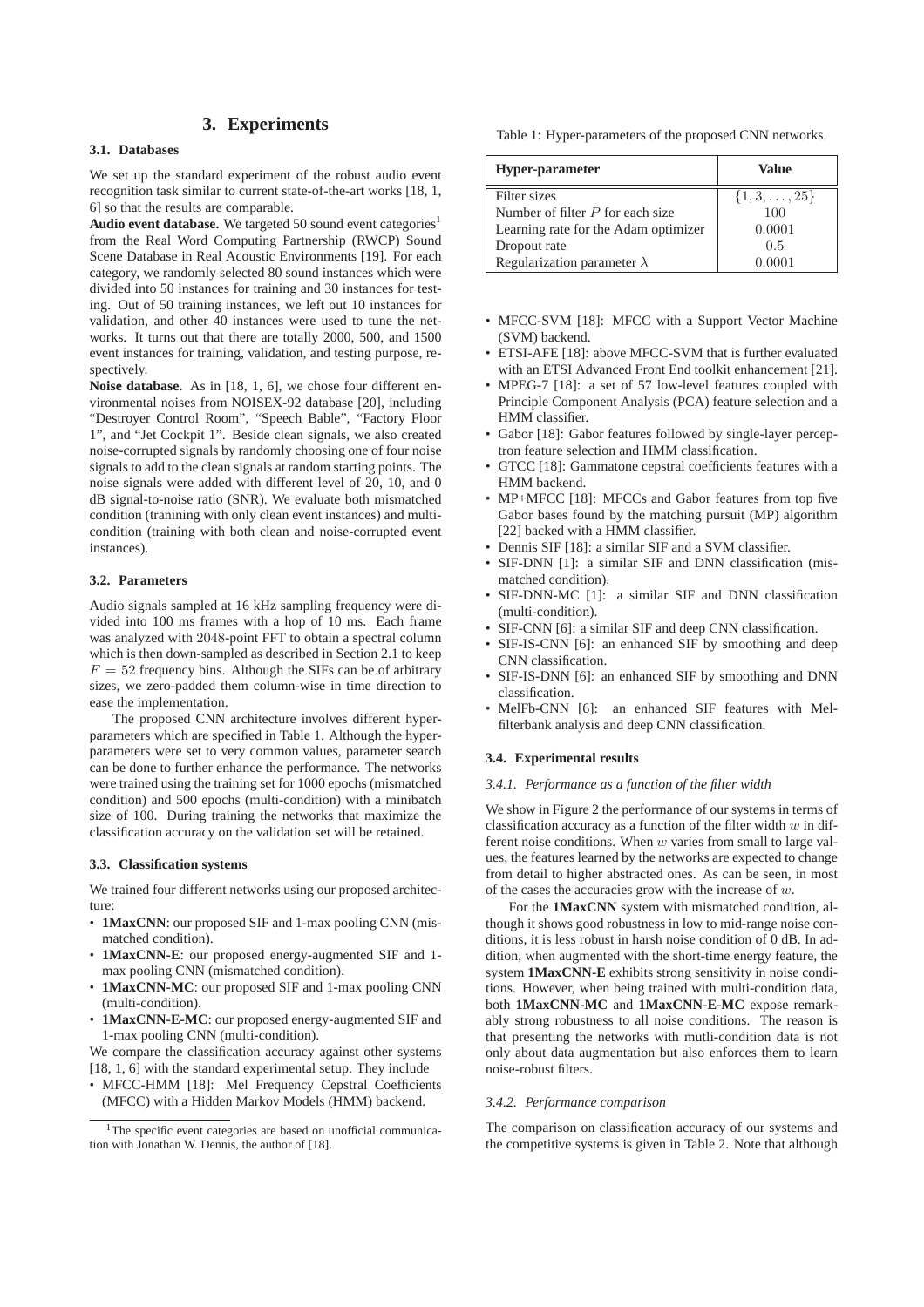# 3. Experiments

### 3.1. Databases

We set up the standard experiment of the robust audio event recognition task similar to current state-of-the-art works [18, 1, 6] so that the results are comparable.

**Audio event database.** We targeted 50 sound event categories[1] from the Real Word Computing Partnership (RWCP) Sound Scene Database in Real Acoustic Environments [19]. For each category, we randomly selected 80 sound instances which were divided into 50 instances for training and 30 instances for testing. Out of 50 training instances, we left out 10 instances for validation, and other 40 instances were used to tune the networks. It turns out that there are totally 2000, 500, and 1500 event instances for training, validation, and testing purpose, respectively.

**Noise database.** As in [18, 1, 6], we chose four different environmental noises from NOISEX-92 database [20], including "Destroyer Control Room", "Speech Bable", "Factory Floor 1", and "Jet Cockpit 1". Beside clean signals, we also created noise-corrupted signals by randomly choosing one of four noise signals to add to the clean signals at random starting points. The noise signals were added with different level of 20, 10, and 0 dB signal-to-noise ratio (SNR). We evaluate both mismatched condition (tranining with only clean event instances) and multi-condition (training with both clean and noise-corrupted event instances).

### 3.2. Parameters

Audio signals sampled at 16 kHz sampling frequency were divided into 100 ms frames with a hop of 10 ms. Each frame was analyzed with 2048-point FFT to obtain a spectral column which is then down-sampled as described in Section 2.1 to keep $F = 52$ frequency bins. Although the SIFs can be of arbitrary sizes, we zero-padded them column-wise in time direction to ease the implementation.

The proposed CNN architecture involves different hyper-parameters which are specified in Table 1. Although the hyper-parameters were set to very common values, parameter search can be done to further enhance the performance. The networks were trained using the training set for 1000 epochs (mismatched condition) and 500 epochs (multi-condition) with a minibatch size of 100. During training the networks that maximize the classification accuracy on the validation set will be retained.

Table 1: Hyper-parameters of the proposed CNN networks.

| Hyper-parameter | Value |
|---|---|
| Filter sizes | $\{1, 3, \ldots, 25\}$ |
| Number of filter $P$ for each size | 100 |
| Learning rate for the Adam optimizer | 0.0001 |
| Dropout rate | 0.5 |
| Regularization parameter $\lambda$ | 0.0001 |

### 3.3. Classification systems

We trained four different networks using our proposed architecture:

- **1MaxCNN**: our proposed SIF and 1-max pooling CNN (mismatched condition).
- **1MaxCNN-E**: our proposed energy-augmented SIF and 1-max pooling CNN (mismatched condition).
- **1MaxCNN-MC**: our proposed SIF and 1-max pooling CNN (multi-condition).
- **1MaxCNN-E-MC**: our proposed energy-augmented SIF and 1-max pooling CNN (multi-condition).

We compare the classification accuracy against other systems [18, 1, 6] with the standard experimental setup. They include

- MFCC-HMM [18]: Mel Frequency Cepstral Coefficients (MFCC) with a Hidden Markov Models (HMM) backend.
- MFCC-SVM [18]: MFCC with a Support Vector Machine (SVM) backend.
- ETSI-AFE [18]: above MFCC-SVM that is further evaluated with an ETSI Advanced Front End toolkit enhancement [21].
- MPEG-7 [18]: a set of 57 low-level features coupled with Principle Component Analysis (PCA) feature selection and a HMM classifier.
- Gabor [18]: Gabor features followed by single-layer perceptron feature selection and HMM classification.
- GTCC [18]: Gammatone cepstral coefficients features with a HMM backend.
- MP+MFCC [18]: MFCCs and Gabor features from top five Gabor bases found by the matching pursuit (MP) algorithm [22] backed with a HMM classifier.
- Dennis SIF [18]: a similar SIF and a SVM classifier.
- SIF-DNN [1]: a similar SIF and DNN classification (mismatched condition).
- SIF-DNN-MC [1]: a similar SIF and DNN classification (multi-condition).
- SIF-CNN [6]: a similar SIF and deep CNN classification.
- SIF-IS-CNN [6]: an enhanced SIF by smoothing and deep CNN classification.
- SIF-IS-DNN [6]: an enhanced SIF by smoothing and DNN classification.
- MelFb-CNN [6]: an enhanced SIF features with Mel-filterbank analysis and deep CNN classification.

### 3.4. Experimental results

#### *3.4.1. Performance as a function of the filter width*

We show in Figure 2 the performance of our systems in terms of classification accuracy as a function of the filter width $w$ in different noise conditions. When $w$ varies from small to large values, the features learned by the networks are expected to change from detail to higher abstracted ones. As can be seen, in most of the cases the accuracies grow with the increase of $w$.

For the **1MaxCNN** system with mismatched condition, although it shows good robustness in low to mid-range noise conditions, it is less robust in harsh noise condition of 0 dB. In addition, when augmented with the short-time energy feature, the system **1MaxCNN-E** exhibits strong sensitivity in noise conditions. However, when being trained with multi-condition data, both **1MaxCNN-MC** and **1MaxCNN-E-MC** expose remarkably strong robustness to all noise conditions. The reason is that presenting the networks with mutli-condition data is not only about data augmentation but also enforces them to learn noise-robust filters.

#### *3.4.2. Performance comparison*

The comparison on classification accuracy of our systems and the competitive systems is given in Table 2. Note that although

[1] The specific event categories are based on unofficial communication with Jonathan W. Dennis, the author of [18].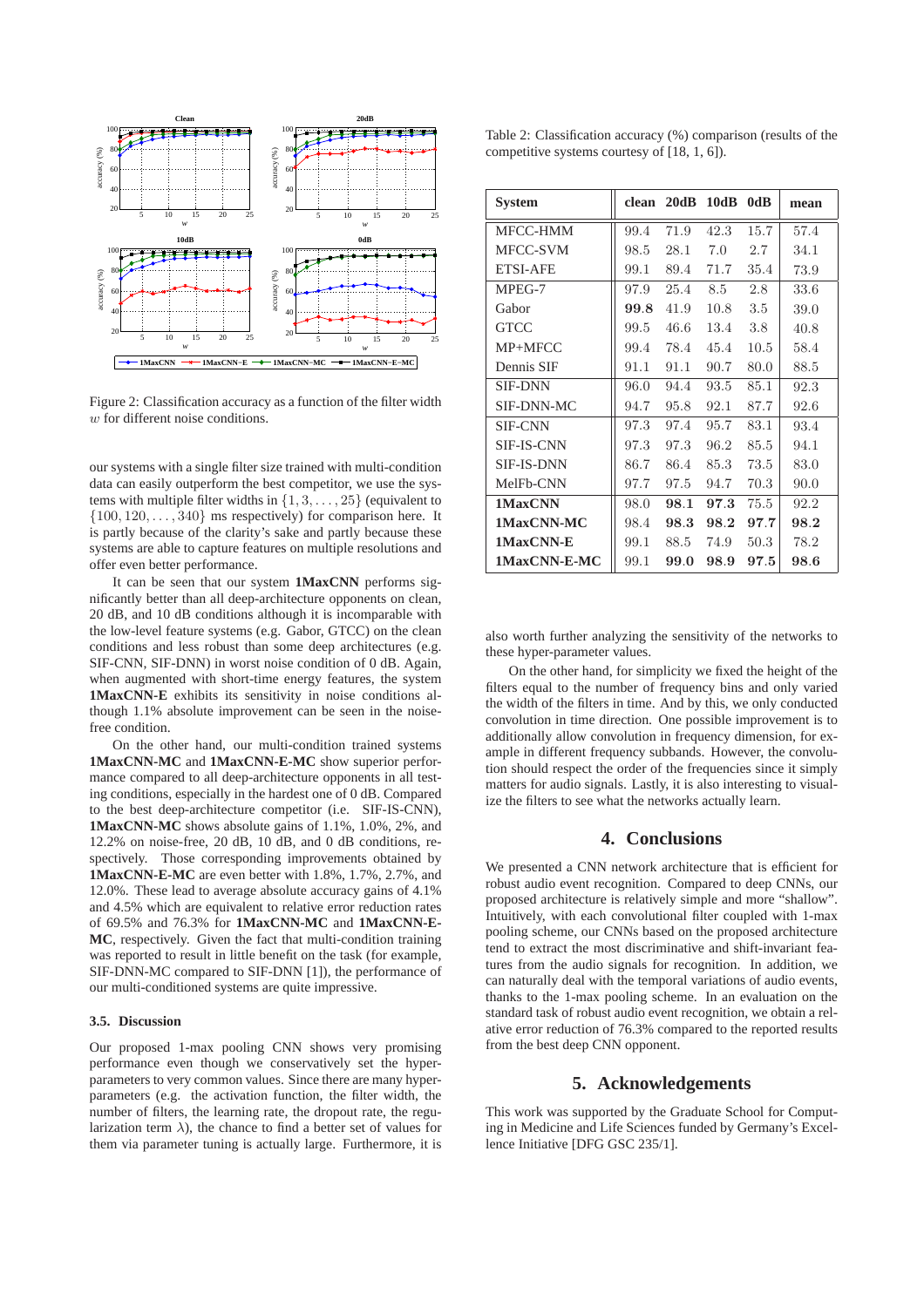Figure 2: Classification accuracy as a function of the filter width $w$ for different noise conditions.

our systems with a single filter size trained with multi-condition data can easily outperform the best competitor, we use the systems with multiple filter widths in $\{1, 3, \ldots, 25\}$ (equivalent to $\{100, 120, \ldots, 340\}$ ms respectively) for comparison here. It is partly because of the clarity's sake and partly because these systems are able to capture features on multiple resolutions and offer even better performance.

It can be seen that our system **1MaxCNN** performs significantly better than all deep-architecture opponents on clean, 20 dB, and 10 dB conditions although it is incomparable with the low-level feature systems (e.g. Gabor, GTCC) on the clean conditions and less robust than some deep architectures (e.g. SIF-CNN, SIF-DNN) in worst noise condition of 0 dB. Again, when augmented with short-time energy features, the system **1MaxCNN-E** exhibits its sensitivity in noise conditions although 1.1% absolute improvement can be seen in the noise-free condition.

On the other hand, our multi-condition trained systems **1MaxCNN-MC** and **1MaxCNN-E-MC** show superior performance compared to all deep-architecture opponents in all testing conditions, especially in the hardest one of 0 dB. Compared to the best deep-architecture competitor (i.e. SIF-IS-CNN), **1MaxCNN-MC** shows absolute gains of 1.1%, 1.0%, 2%, and 12.2% on noise-free, 20 dB, 10 dB, and 0 dB conditions, respectively. Those corresponding improvements obtained by **1MaxCNN-E-MC** are even better with 1.8%, 1.7%, 2.7%, and 12.0%. These lead to average absolute accuracy gains of 4.1% and 4.5% which are equivalent to relative error reduction rates of 69.5% and 76.3% for **1MaxCNN-MC** and **1MaxCNN-E-MC**, respectively. Given the fact that multi-condition training was reported to result in little benefit on the task (for example, SIF-DNN-MC compared to SIF-DNN [1]), the performance of our multi-conditioned systems are quite impressive.

### 3.5. Discussion

Our proposed 1-max pooling CNN shows very promising performance even though we conservatively set the hyper-parameters to very common values. Since there are many hyper-parameters (e.g. the activation function, the filter width, the number of filters, the learning rate, the dropout rate, the regularization term $\lambda$), the chance to find a better set of values for them via parameter tuning is actually large. Furthermore, it is also worth further analyzing the sensitivity of the networks to these hyper-parameter values.

On the other hand, for simplicity we fixed the height of the filters equal to the number of frequency bins and only varied the width of the filters in time. And by this, we only conducted convolution in time direction. One possible improvement is to additionally allow convolution in frequency dimension, for example in different frequency subbands. However, the convolution should respect the order of the frequencies since it simply matters for audio signals. Lastly, it is also interesting to visualize the filters to see what the networks actually learn.

Table 2: Classification accuracy (%) comparison (results of the competitive systems courtesy of [18, 1, 6]).

| System | clean | 20dB | 10dB | 0dB | mean |
|---|---|---|---|---|---|
| MFCC-HMM | 99.4 | 71.9 | 42.3 | 15.7 | 57.4 |
| MFCC-SVM | 98.5 | 28.1 | 7.0 | 2.7 | 34.1 |
| ETSI-AFE | 99.1 | 89.4 | 71.7 | 35.4 | 73.9 |
| MPEG-7 | 97.9 | 25.4 | 8.5 | 2.8 | 33.6 |
| Gabor | **99.8** | 41.9 | 10.8 | 3.5 | 39.0 |
| GTCC | 99.5 | 46.6 | 13.4 | 3.8 | 40.8 |
| MP+MFCC | 99.4 | 78.4 | 45.4 | 10.5 | 58.4 |
| Dennis SIF | 91.1 | 91.1 | 90.7 | 80.0 | 88.5 |
| SIF-DNN | 96.0 | 94.4 | 93.5 | 85.1 | 92.3 |
| SIF-DNN-MC | 94.7 | 95.8 | 92.1 | 87.7 | 92.6 |
| SIF-CNN | 97.3 | 97.4 | 95.7 | 83.1 | 93.4 |
| SIF-IS-CNN | 97.3 | 97.3 | 96.2 | 85.5 | 94.1 |
| SIF-IS-DNN | 86.7 | 86.4 | 85.3 | 73.5 | 83.0 |
| MelFb-CNN | 97.7 | 97.5 | 94.7 | 70.3 | 90.0 |
| **1MaxCNN** | 98.0 | **98.1** | **97.3** | 75.5 | 92.2 |
| **1MaxCNN-MC** | 98.4 | **98.3** | **98.2** | **97.7** | **98.2** |
| **1MaxCNN-E** | 99.1 | 88.5 | 74.9 | 50.3 | 78.2 |
| **1MaxCNN-E-MC** | 99.1 | **99.0** | **98.9** | **97.5** | **98.6** |

## 4. Conclusions

We presented a CNN network architecture that is efficient for robust audio event recognition. Compared to deep CNNs, our proposed architecture is relatively simple and more "shallow". Intuitively, with each convolutional filter coupled with 1-max pooling scheme, our CNNs based on the proposed architecture tend to extract the most discriminative and shift-invariant features from the audio signals for recognition. In addition, we can naturally deal with the temporal variations of audio events, thanks to the 1-max pooling scheme. In an evaluation on the standard task of robust audio event recognition, we obtain a relative error reduction of 76.3% compared to the reported results from the best deep CNN opponent.

## 5. Acknowledgements

This work was supported by the Graduate School for Computing in Medicine and Life Sciences funded by Germany's Excellence Initiative [DFG GSC 235/1].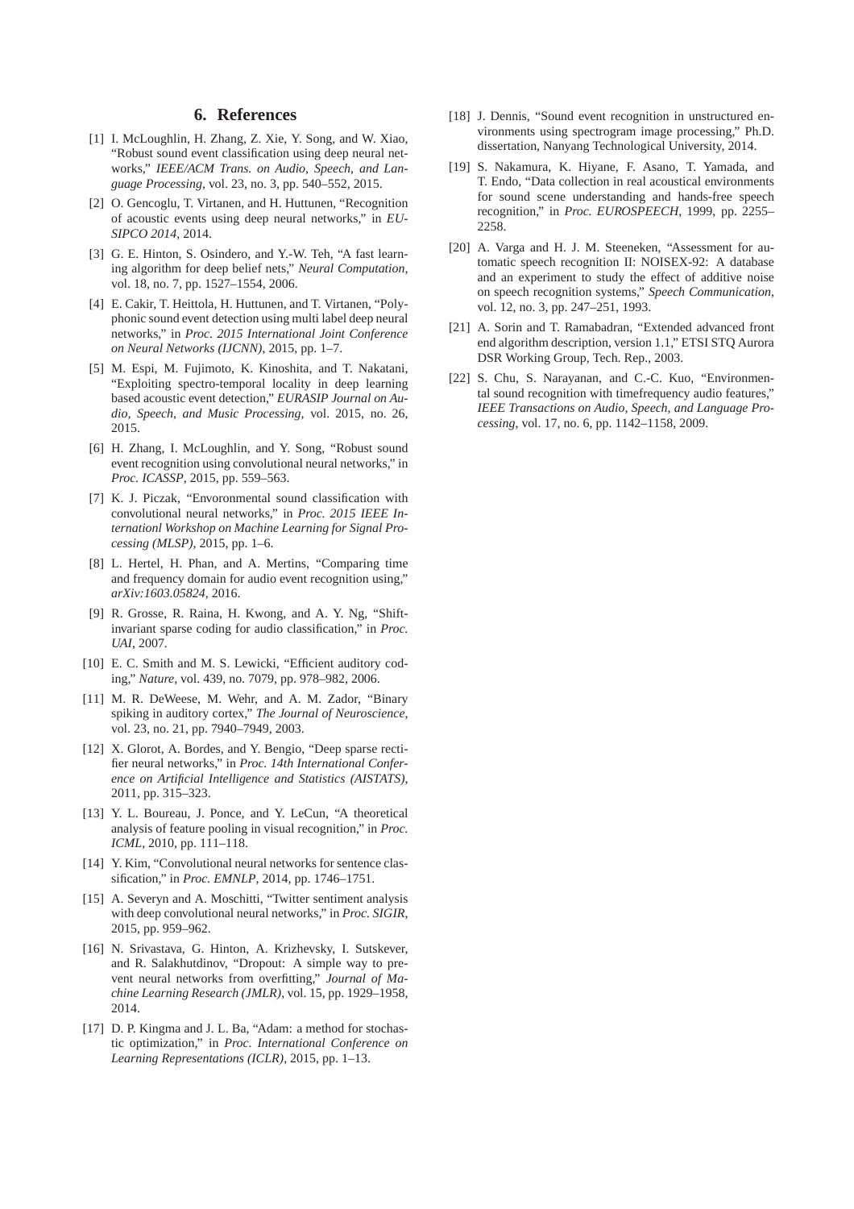## 6. References

[1] I. McLoughlin, H. Zhang, Z. Xie, Y. Song, and W. Xiao, "Robust sound event classification using deep neural networks," *IEEE/ACM Trans. on Audio, Speech, and Language Processing*, vol. 23, no. 3, pp. 540–552, 2015.

[2] O. Gencoglu, T. Virtanen, and H. Huttunen, "Recognition of acoustic events using deep neural networks," in *EUSIPCO 2014*, 2014.

[3] G. E. Hinton, S. Osindero, and Y.-W. Teh, "A fast learning algorithm for deep belief nets," *Neural Computation*, vol. 18, no. 7, pp. 1527–1554, 2006.

[4] E. Cakir, T. Heittola, H. Huttunen, and T. Virtanen, "Polyphonic sound event detection using multi label deep neural networks," in *Proc. 2015 International Joint Conference on Neural Networks (IJCNN)*, 2015, pp. 1–7.

[5] M. Espi, M. Fujimoto, K. Kinoshita, and T. Nakatani, "Exploiting spectro-temporal locality in deep learning based acoustic event detection," *EURASIP Journal on Audio, Speech, and Music Processing*, vol. 2015, no. 26, 2015.

[6] H. Zhang, I. McLoughlin, and Y. Song, "Robust sound event recognition using convolutional neural networks," in *Proc. ICASSP*, 2015, pp. 559–563.

[7] K. J. Piczak, "Envoronmental sound classification with convolutional neural networks," in *Proc. 2015 IEEE Internationl Workshop on Machine Learning for Signal Processing (MLSP)*, 2015, pp. 1–6.

[8] L. Hertel, H. Phan, and A. Mertins, "Comparing time and frequency domain for audio event recognition using," *arXiv:1603.05824*, 2016.

[9] R. Grosse, R. Raina, H. Kwong, and A. Y. Ng, "Shift-invariant sparse coding for audio classification," in *Proc. UAI*, 2007.

[10] E. C. Smith and M. S. Lewicki, "Efficient auditory coding," *Nature*, vol. 439, no. 7079, pp. 978–982, 2006.

[11] M. R. DeWeese, M. Wehr, and A. M. Zador, "Binary spiking in auditory cortex," *The Journal of Neuroscience*, vol. 23, no. 21, pp. 7940–7949, 2003.

[12] X. Glorot, A. Bordes, and Y. Bengio, "Deep sparse rectifier neural networks," in *Proc. 14th International Conference on Artificial Intelligence and Statistics (AISTATS)*, 2011, pp. 315–323.

[13] Y. L. Boureau, J. Ponce, and Y. LeCun, "A theoretical analysis of feature pooling in visual recognition," in *Proc. ICML*, 2010, pp. 111–118.

[14] Y. Kim, "Convolutional neural networks for sentence classification," in *Proc. EMNLP*, 2014, pp. 1746–1751.

[15] A. Severyn and A. Moschitti, "Twitter sentiment analysis with deep convolutional neural networks," in *Proc. SIGIR*, 2015, pp. 959–962.

[16] N. Srivastava, G. Hinton, A. Krizhevsky, I. Sutskever, and R. Salakhutdinov, "Dropout: A simple way to prevent neural networks from overfitting," *Journal of Machine Learning Research (JMLR)*, vol. 15, pp. 1929–1958, 2014.

[17] D. P. Kingma and J. L. Ba, "Adam: a method for stochastic optimization," in *Proc. International Conference on Learning Representations (ICLR)*, 2015, pp. 1–13.

[18] J. Dennis, "Sound event recognition in unstructured environments using spectrogram image processing," Ph.D. dissertation, Nanyang Technological University, 2014.

[19] S. Nakamura, K. Hiyane, F. Asano, T. Yamada, and T. Endo, "Data collection in real acoustical environments for sound scene understanding and hands-free speech recognition," in *Proc. EUROSPEECH*, 1999, pp. 2255–2258.

[20] A. Varga and H. J. M. Steeneken, "Assessment for automatic speech recognition II: NOISEX-92: A database and an experiment to study the effect of additive noise on speech recognition systems," *Speech Communication*, vol. 12, no. 3, pp. 247–251, 1993.

[21] A. Sorin and T. Ramabadran, "Extended advanced front end algorithm description, version 1.1," ETSI STQ Aurora DSR Working Group, Tech. Rep., 2003.

[22] S. Chu, S. Narayanan, and C.-C. Kuo, "Environmental sound recognition with timefrequency audio features," *IEEE Transactions on Audio, Speech, and Language Processing*, vol. 17, no. 6, pp. 1142–1158, 2009.